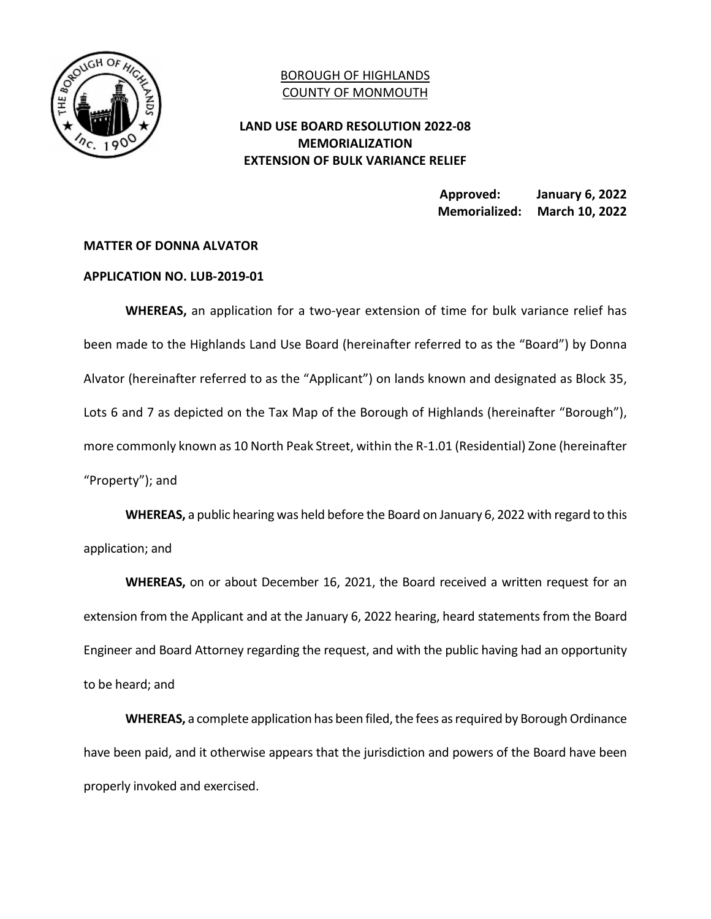BOROUGH OF HIGHLANDS
COUNTY OF MONMOUTH

**LAND USE BOARD RESOLUTION 2022-08**
**MEMORIALIZATION**
**EXTENSION OF BULK VARIANCE RELIEF**

**Approved: January 6, 2022**
**Memorialized: March 10, 2022**

**MATTER OF DONNA ALVATOR**

**APPLICATION NO. LUB-2019-01**

**WHEREAS,** an application for a two-year extension of time for bulk variance relief has been made to the Highlands Land Use Board (hereinafter referred to as the "Board") by Donna Alvator (hereinafter referred to as the "Applicant") on lands known and designated as Block 35, Lots 6 and 7 as depicted on the Tax Map of the Borough of Highlands (hereinafter "Borough"), more commonly known as 10 North Peak Street, within the R-1.01 (Residential) Zone (hereinafter "Property"); and

**WHEREAS,** a public hearing was held before the Board on January 6, 2022 with regard to this application; and

**WHEREAS,** on or about December 16, 2021, the Board received a written request for an extension from the Applicant and at the January 6, 2022 hearing, heard statements from the Board Engineer and Board Attorney regarding the request, and with the public having had an opportunity to be heard; and

**WHEREAS,** a complete application has been filed, the fees as required by Borough Ordinance have been paid, and it otherwise appears that the jurisdiction and powers of the Board have been properly invoked and exercised.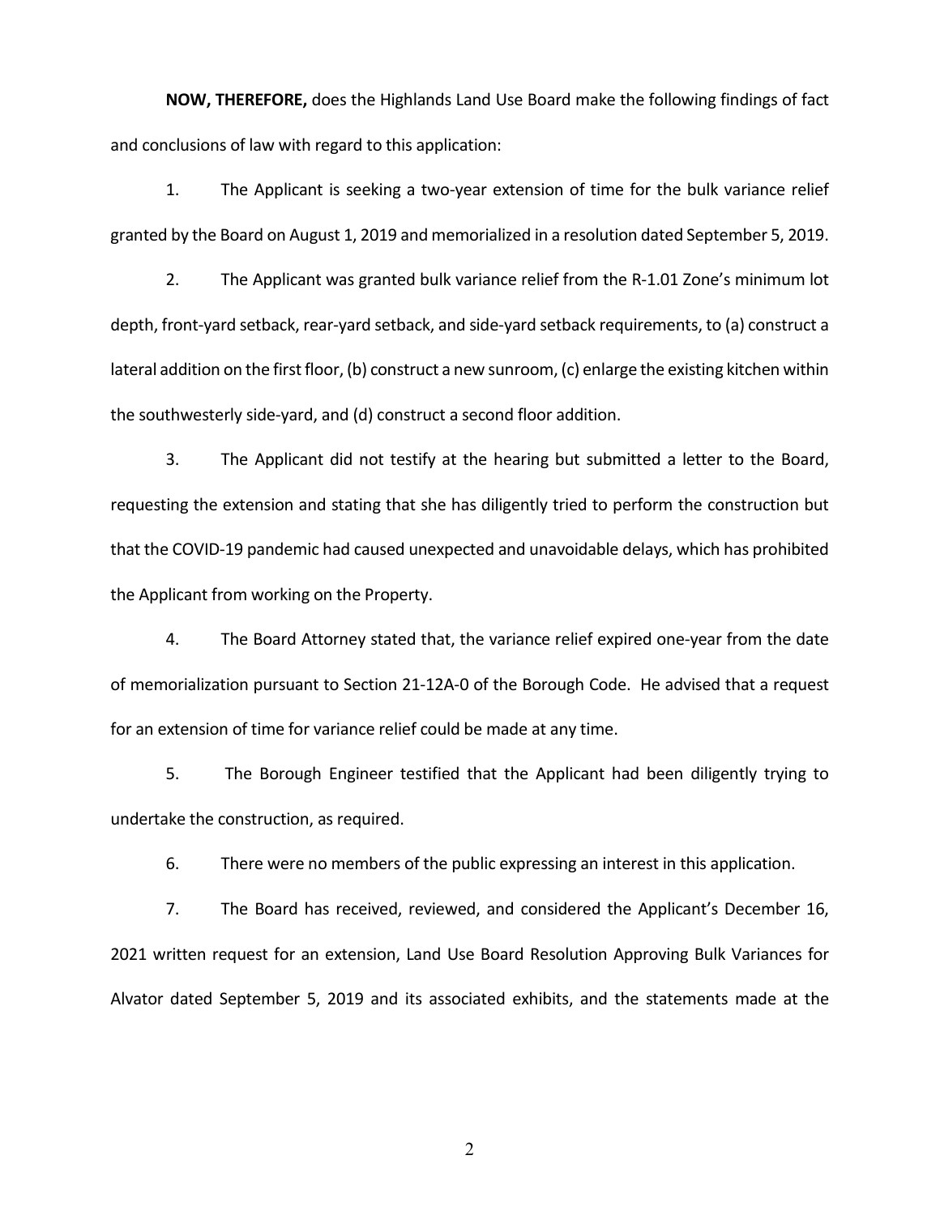**NOW, THEREFORE,** does the Highlands Land Use Board make the following findings of fact and conclusions of law with regard to this application:

1. The Applicant is seeking a two-year extension of time for the bulk variance relief granted by the Board on August 1, 2019 and memorialized in a resolution dated September 5, 2019.

2. The Applicant was granted bulk variance relief from the R-1.01 Zone's minimum lot depth, front-yard setback, rear-yard setback, and side-yard setback requirements, to (a) construct a lateral addition on the first floor, (b) construct a new sunroom, (c) enlarge the existing kitchen within the southwesterly side-yard, and (d) construct a second floor addition.

3. The Applicant did not testify at the hearing but submitted a letter to the Board, requesting the extension and stating that she has diligently tried to perform the construction but that the COVID-19 pandemic had caused unexpected and unavoidable delays, which has prohibited the Applicant from working on the Property.

4. The Board Attorney stated that, the variance relief expired one-year from the date of memorialization pursuant to Section 21-12A-0 of the Borough Code. He advised that a request for an extension of time for variance relief could be made at any time.

5. The Borough Engineer testified that the Applicant had been diligently trying to undertake the construction, as required.

6. There were no members of the public expressing an interest in this application.

7. The Board has received, reviewed, and considered the Applicant's December 16, 2021 written request for an extension, Land Use Board Resolution Approving Bulk Variances for Alvator dated September 5, 2019 and its associated exhibits, and the statements made at the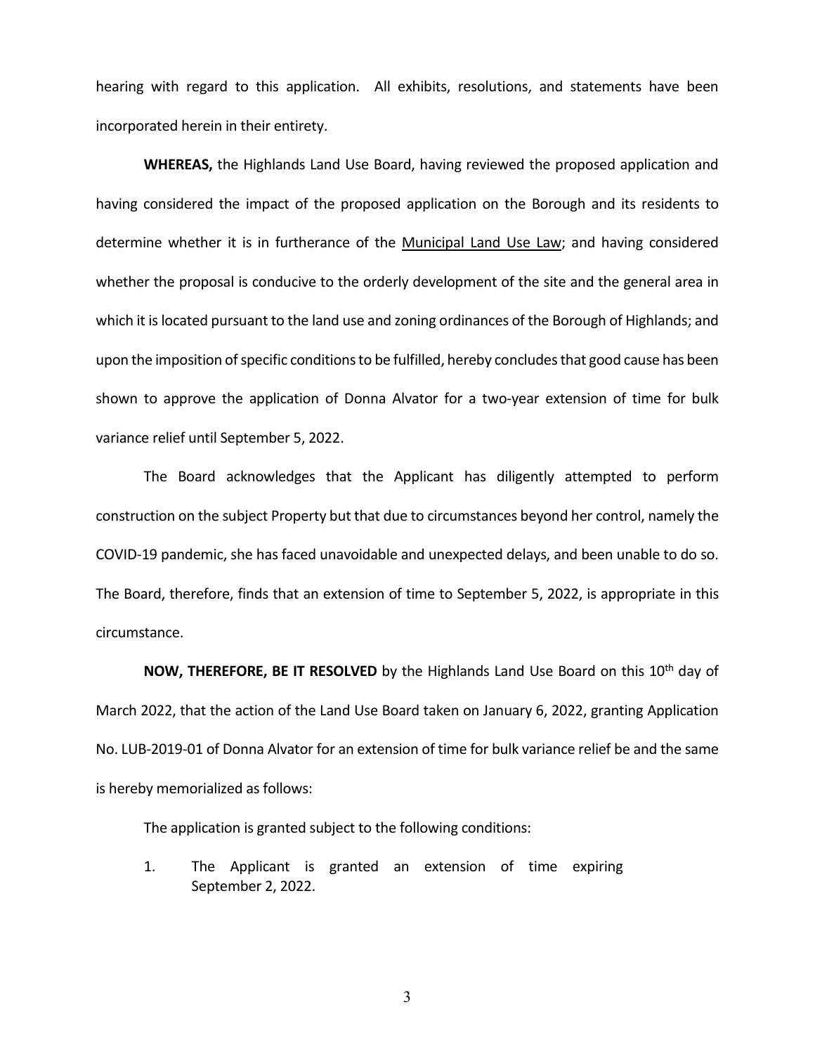hearing with regard to this application. All exhibits, resolutions, and statements have been incorporated herein in their entirety.

**WHEREAS,** the Highlands Land Use Board, having reviewed the proposed application and having considered the impact of the proposed application on the Borough and its residents to determine whether it is in furtherance of the Municipal Land Use Law; and having considered whether the proposal is conducive to the orderly development of the site and the general area in which it is located pursuant to the land use and zoning ordinances of the Borough of Highlands; and upon the imposition of specific conditions to be fulfilled, hereby concludes that good cause has been shown to approve the application of Donna Alvator for a two-year extension of time for bulk variance relief until September 5, 2022.

The Board acknowledges that the Applicant has diligently attempted to perform construction on the subject Property but that due to circumstances beyond her control, namely the COVID-19 pandemic, she has faced unavoidable and unexpected delays, and been unable to do so. The Board, therefore, finds that an extension of time to September 5, 2022, is appropriate in this circumstance.

**NOW, THEREFORE, BE IT RESOLVED** by the Highlands Land Use Board on this 10th day of March 2022, that the action of the Land Use Board taken on January 6, 2022, granting Application No. LUB-2019-01 of Donna Alvator for an extension of time for bulk variance relief be and the same is hereby memorialized as follows:

The application is granted subject to the following conditions:

1. The Applicant is granted an extension of time expiring September 2, 2022.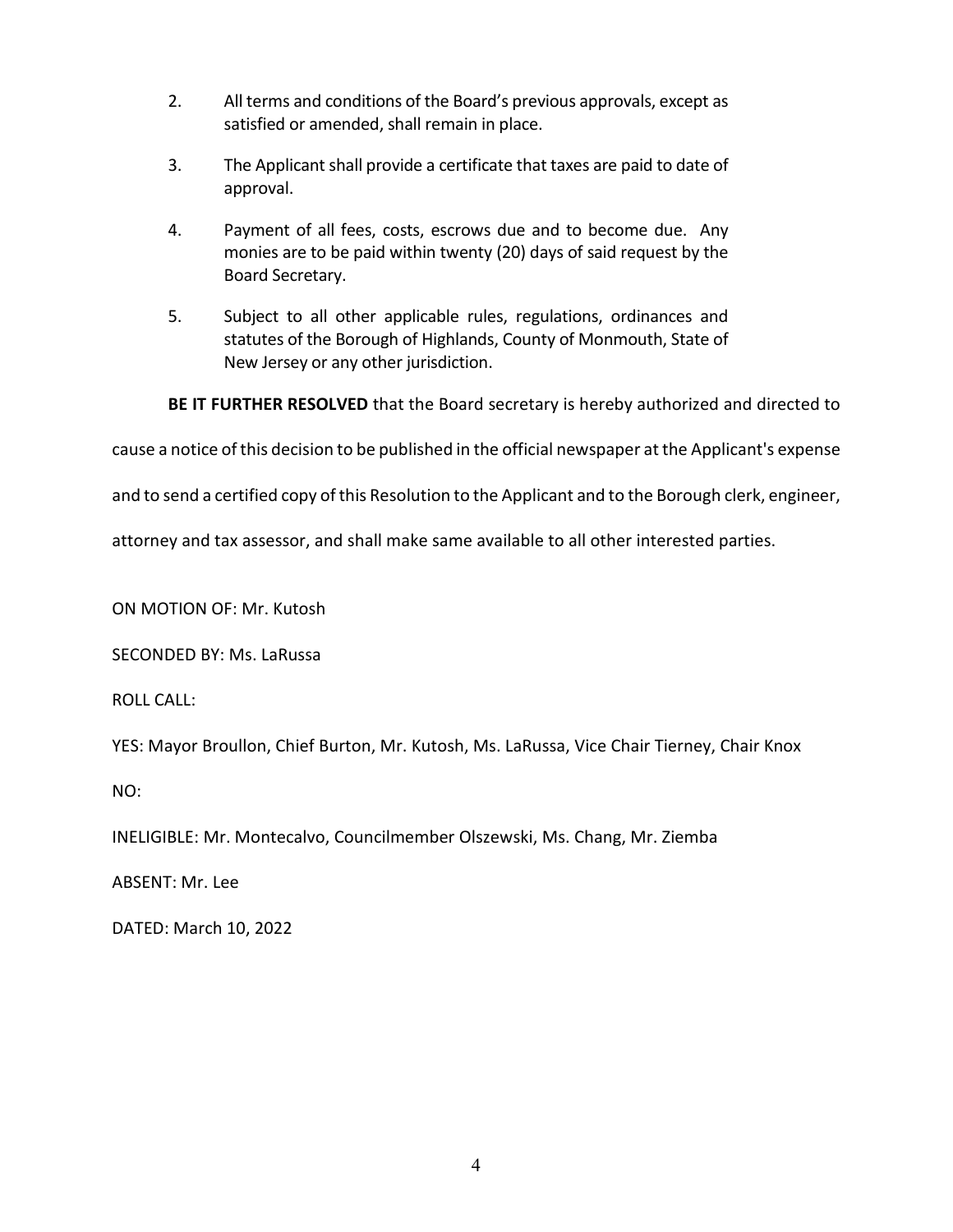2. All terms and conditions of the Board's previous approvals, except as satisfied or amended, shall remain in place.

3. The Applicant shall provide a certificate that taxes are paid to date of approval.

4. Payment of all fees, costs, escrows due and to become due. Any monies are to be paid within twenty (20) days of said request by the Board Secretary.

5. Subject to all other applicable rules, regulations, ordinances and statutes of the Borough of Highlands, County of Monmouth, State of New Jersey or any other jurisdiction.

**BE IT FURTHER RESOLVED** that the Board secretary is hereby authorized and directed to cause a notice of this decision to be published in the official newspaper at the Applicant's expense and to send a certified copy of this Resolution to the Applicant and to the Borough clerk, engineer, attorney and tax assessor, and shall make same available to all other interested parties.

ON MOTION OF: Mr. Kutosh

SECONDED BY: Ms. LaRussa

ROLL CALL:

YES: Mayor Broullon, Chief Burton, Mr. Kutosh, Ms. LaRussa, Vice Chair Tierney, Chair Knox

NO:

INELIGIBLE: Mr. Montecalvo, Councilmember Olszewski, Ms. Chang, Mr. Ziemba

ABSENT: Mr. Lee

DATED: March 10, 2022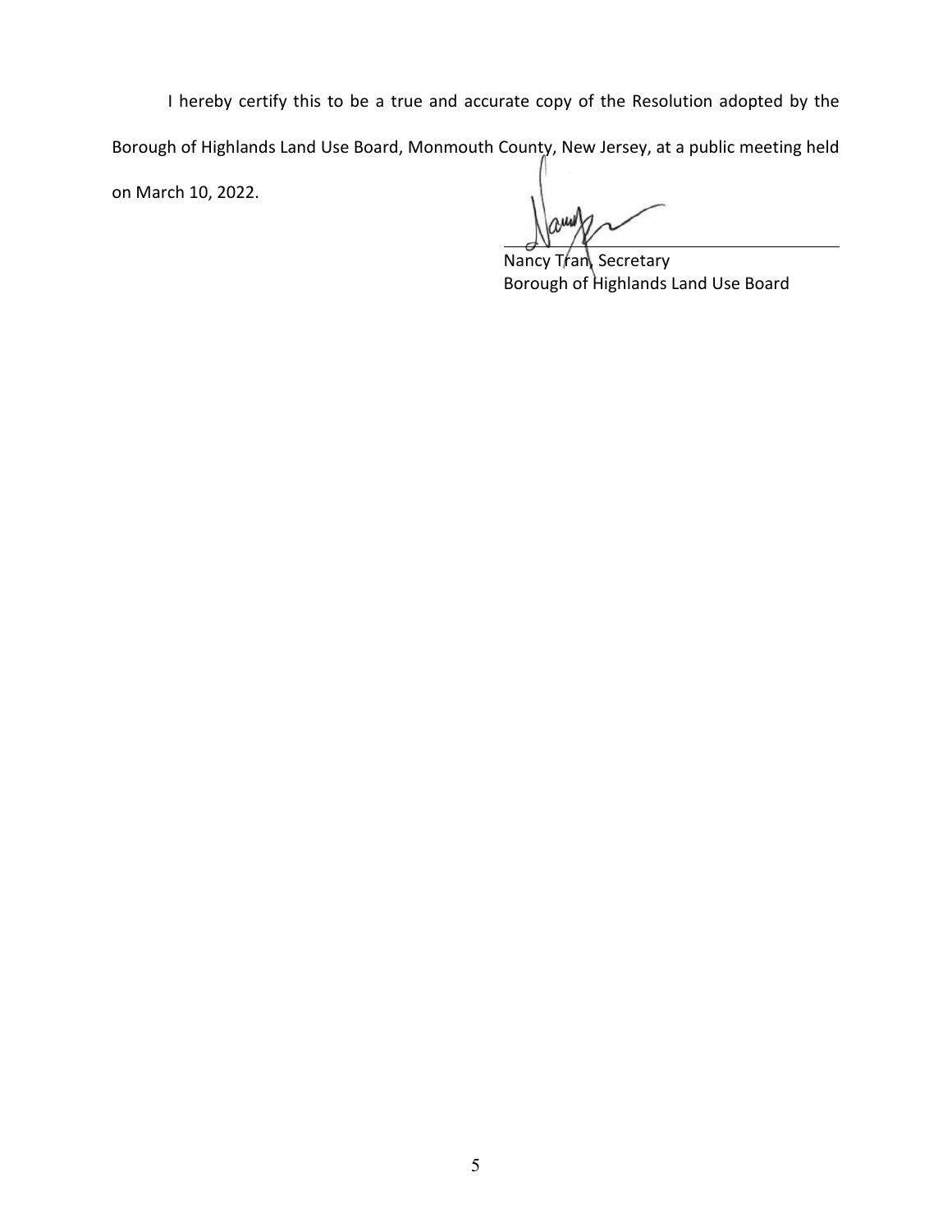I hereby certify this to be a true and accurate copy of the Resolution adopted by the Borough of Highlands Land Use Board, Monmouth County, New Jersey, at a public meeting held on March 10, 2022.

Nancy Tran, Secretary
Borough of Highlands Land Use Board